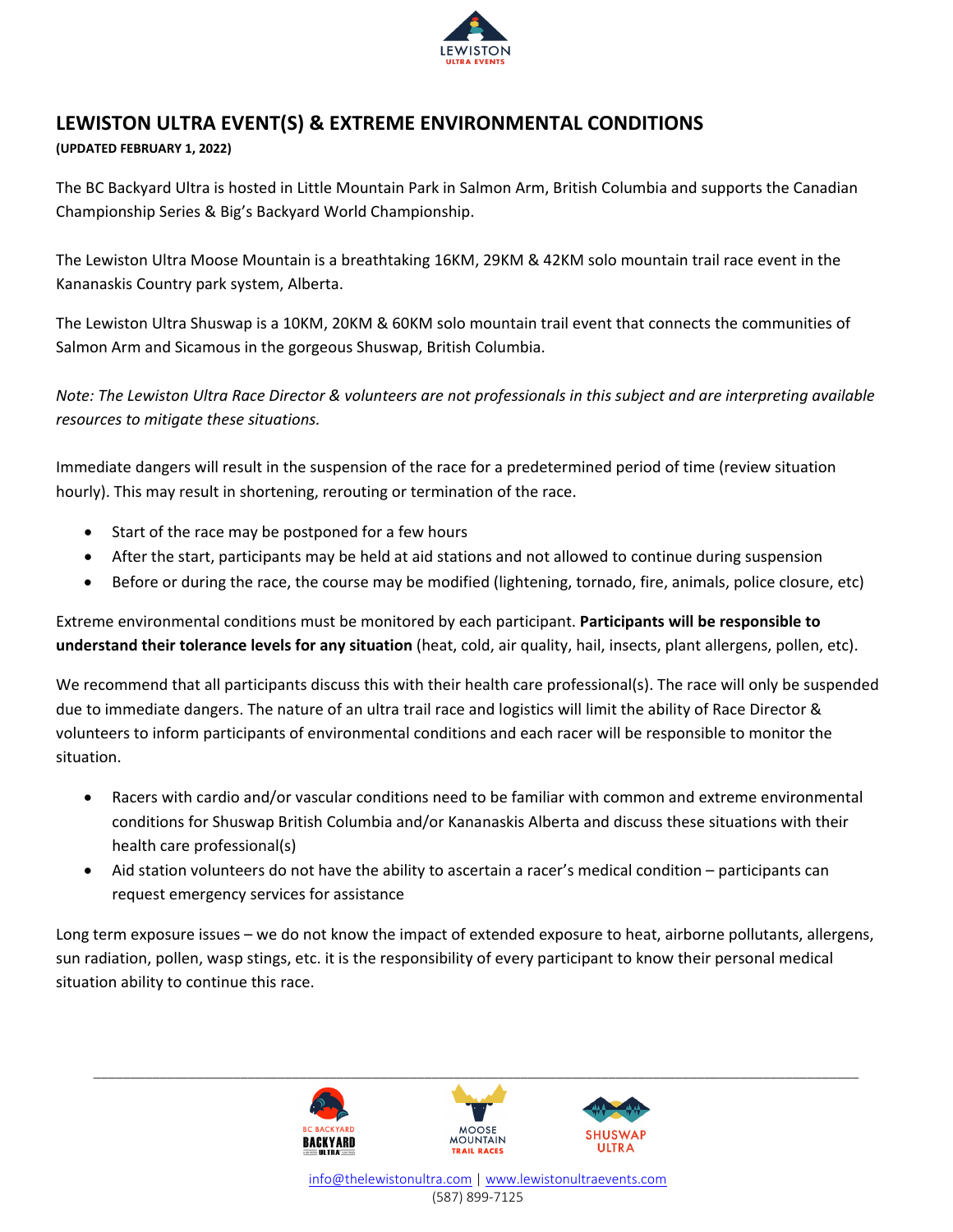# LEWISTON ULTRA EVENT(S) & EXTREME ENVIRONMENTAL CONDITIONS

**(UPDATED FEBRUARY 1, 2022)**

The BC Backyard Ultra is hosted in Little Mountain Park in Salmon Arm, British Columbia and supports the Canadian Championship Series & Big's Backyard World Championship.

The Lewiston Ultra Moose Mountain is a breathtaking 16KM, 29KM & 42KM solo mountain trail race event in the Kananaskis Country park system, Alberta.

The Lewiston Ultra Shuswap is a 10KM, 20KM & 60KM solo mountain trail event that connects the communities of Salmon Arm and Sicamous in the gorgeous Shuswap, British Columbia.

*Note: The Lewiston Ultra Race Director & volunteers are not professionals in this subject and are interpreting available resources to mitigate these situations.*

Immediate dangers will result in the suspension of the race for a predetermined period of time (review situation hourly). This may result in shortening, rerouting or termination of the race.

- Start of the race may be postponed for a few hours
- After the start, participants may be held at aid stations and not allowed to continue during suspension
- Before or during the race, the course may be modified (lightening, tornado, fire, animals, police closure, etc)

Extreme environmental conditions must be monitored by each participant. **Participants will be responsible to understand their tolerance levels for any situation** (heat, cold, air quality, hail, insects, plant allergens, pollen, etc).

We recommend that all participants discuss this with their health care professional(s). The race will only be suspended due to immediate dangers. The nature of an ultra trail race and logistics will limit the ability of Race Director & volunteers to inform participants of environmental conditions and each racer will be responsible to monitor the situation.

- Racers with cardio and/or vascular conditions need to be familiar with common and extreme environmental conditions for Shuswap British Columbia and/or Kananaskis Alberta and discuss these situations with their health care professional(s)
- Aid station volunteers do not have the ability to ascertain a racer's medical condition – participants can request emergency services for assistance

Long term exposure issues – we do not know the impact of extended exposure to heat, airborne pollutants, allergens, sun radiation, pollen, wasp stings, etc. it is the responsibility of every participant to know their personal medical situation ability to continue this race.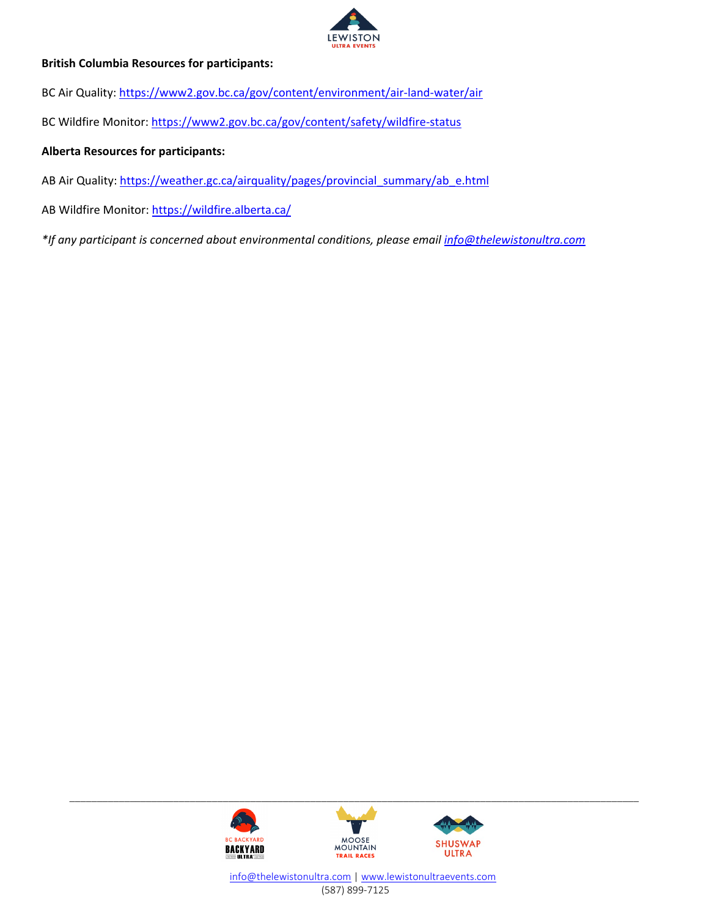**British Columbia Resources for participants:**

BC Air Quality: https://www2.gov.bc.ca/gov/content/environment/air-land-water/air

BC Wildfire Monitor: https://www2.gov.bc.ca/gov/content/safety/wildfire-status

**Alberta Resources for participants:**

AB Air Quality: https://weather.gc.ca/airquality/pages/provincial_summary/ab_e.html

AB Wildfire Monitor: https://wildfire.alberta.ca/

*\*If any participant is concerned about environmental conditions, please email info@thelewistonultra.com*